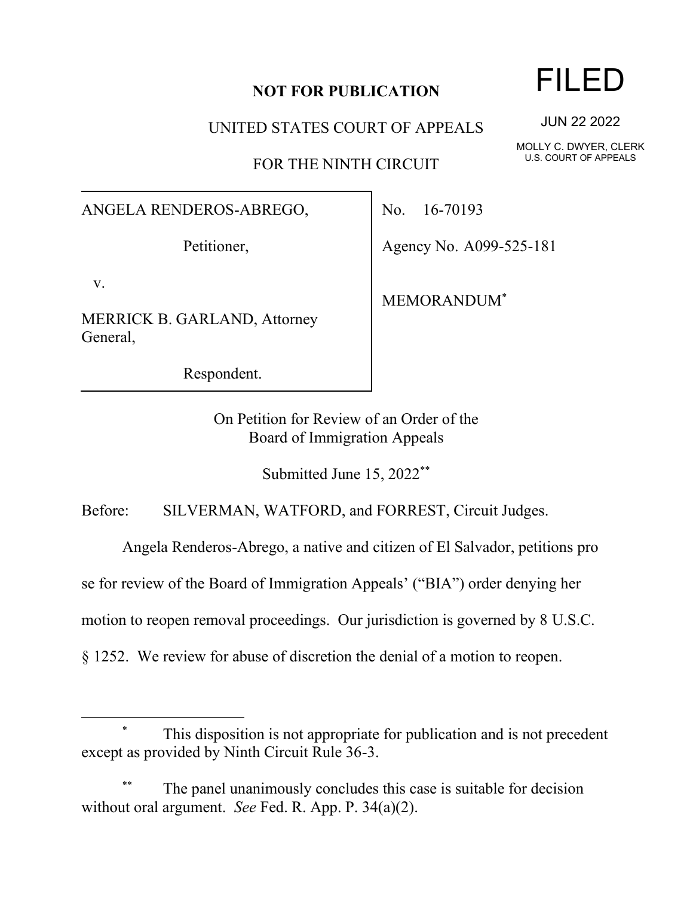**NOT FOR PUBLICATION**

UNITED STATES COURT OF APPEALS

FOR THE NINTH CIRCUIT

FILED

JUN 22 2022

MOLLY C. DWYER, CLERK
U.S. COURT OF APPEALS

| | |
|---|---|
| ANGELA RENDEROS-ABREGO,<br><br>Petitioner,<br><br>v.<br><br>MERRICK B. GARLAND, Attorney General,<br><br>Respondent. | No. 16-70193<br><br>Agency No. A099-525-181<br><br>MEMORANDUM* |

On Petition for Review of an Order of the
Board of Immigration Appeals

Submitted June 15, 2022**

Before: SILVERMAN, WATFORD, and FORREST, Circuit Judges.

Angela Renderos-Abrego, a native and citizen of El Salvador, petitions pro se for review of the Board of Immigration Appeals' ("BIA") order denying her motion to reopen removal proceedings. Our jurisdiction is governed by 8 U.S.C. § 1252. We review for abuse of discretion the denial of a motion to reopen.

---

\* This disposition is not appropriate for publication and is not precedent except as provided by Ninth Circuit Rule 36-3.

\*\* The panel unanimously concludes this case is suitable for decision without oral argument. *See* Fed. R. App. P. 34(a)(2).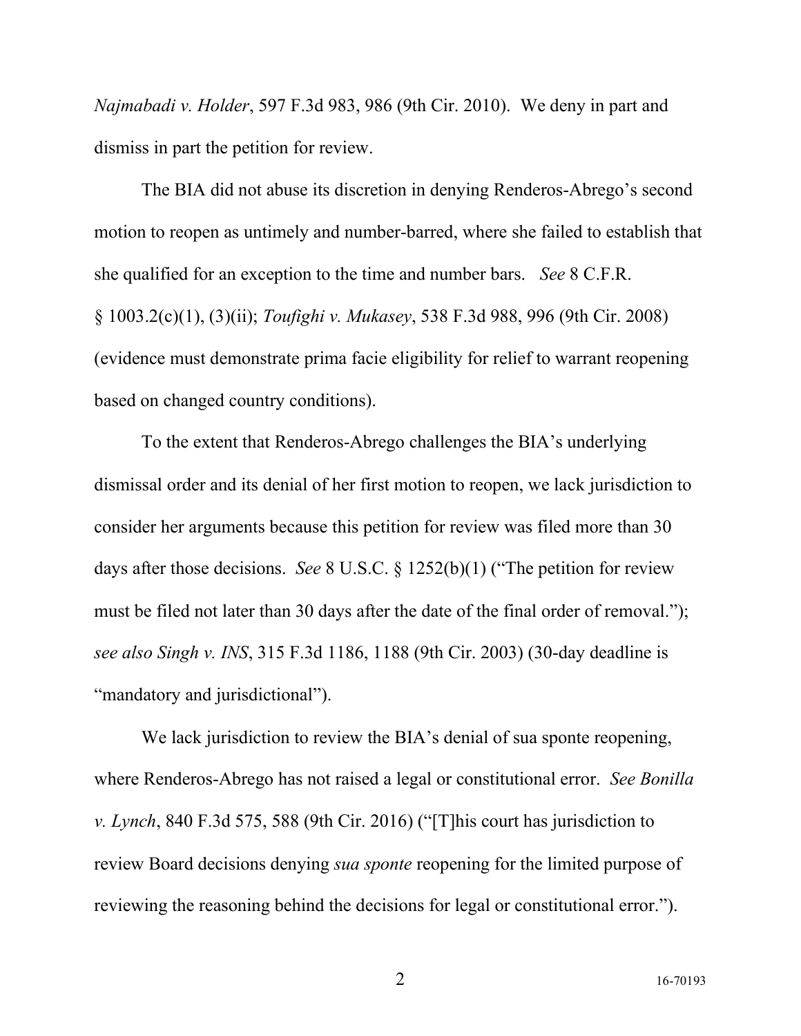*Najmabadi v. Holder*, 597 F.3d 983, 986 (9th Cir. 2010). We deny in part and dismiss in part the petition for review.

The BIA did not abuse its discretion in denying Renderos-Abrego's second motion to reopen as untimely and number-barred, where she failed to establish that she qualified for an exception to the time and number bars. *See* 8 C.F.R. § 1003.2(c)(1), (3)(ii); *Toufighi v. Mukasey*, 538 F.3d 988, 996 (9th Cir. 2008) (evidence must demonstrate prima facie eligibility for relief to warrant reopening based on changed country conditions).

To the extent that Renderos-Abrego challenges the BIA's underlying dismissal order and its denial of her first motion to reopen, we lack jurisdiction to consider her arguments because this petition for review was filed more than 30 days after those decisions. *See* 8 U.S.C. § 1252(b)(1) ("The petition for review must be filed not later than 30 days after the date of the final order of removal."); *see also Singh v. INS*, 315 F.3d 1186, 1188 (9th Cir. 2003) (30-day deadline is "mandatory and jurisdictional").

We lack jurisdiction to review the BIA's denial of sua sponte reopening, where Renderos-Abrego has not raised a legal or constitutional error. *See Bonilla v. Lynch*, 840 F.3d 575, 588 (9th Cir. 2016) ("[T]his court has jurisdiction to review Board decisions denying *sua sponte* reopening for the limited purpose of reviewing the reasoning behind the decisions for legal or constitutional error.").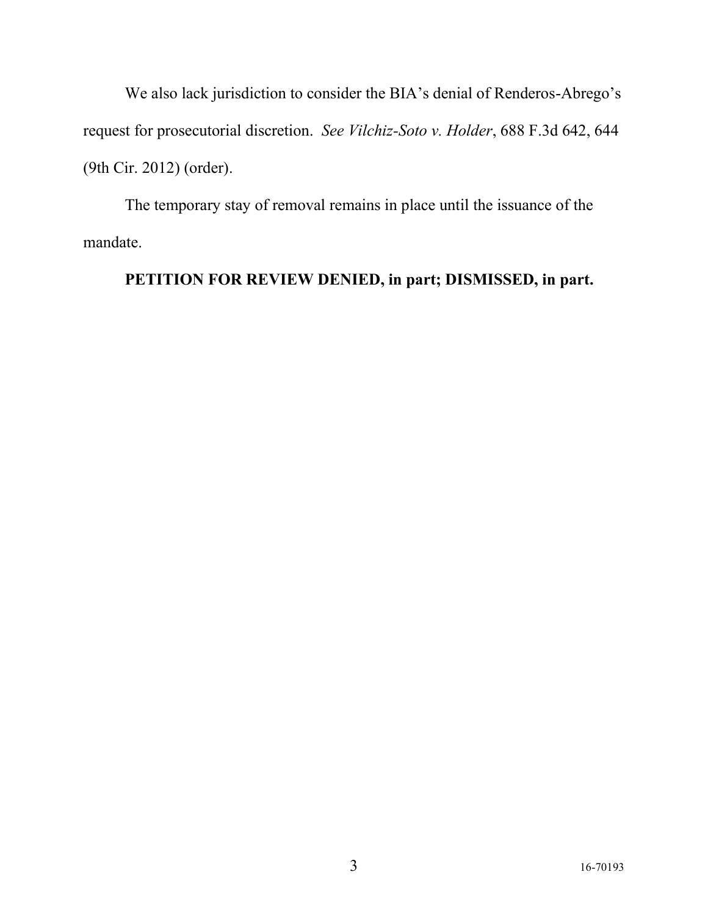We also lack jurisdiction to consider the BIA's denial of Renderos-Abrego's request for prosecutorial discretion. *See Vilchiz-Soto v. Holder*, 688 F.3d 642, 644 (9th Cir. 2012) (order).

The temporary stay of removal remains in place until the issuance of the mandate.

**PETITION FOR REVIEW DENIED, in part; DISMISSED, in part.**